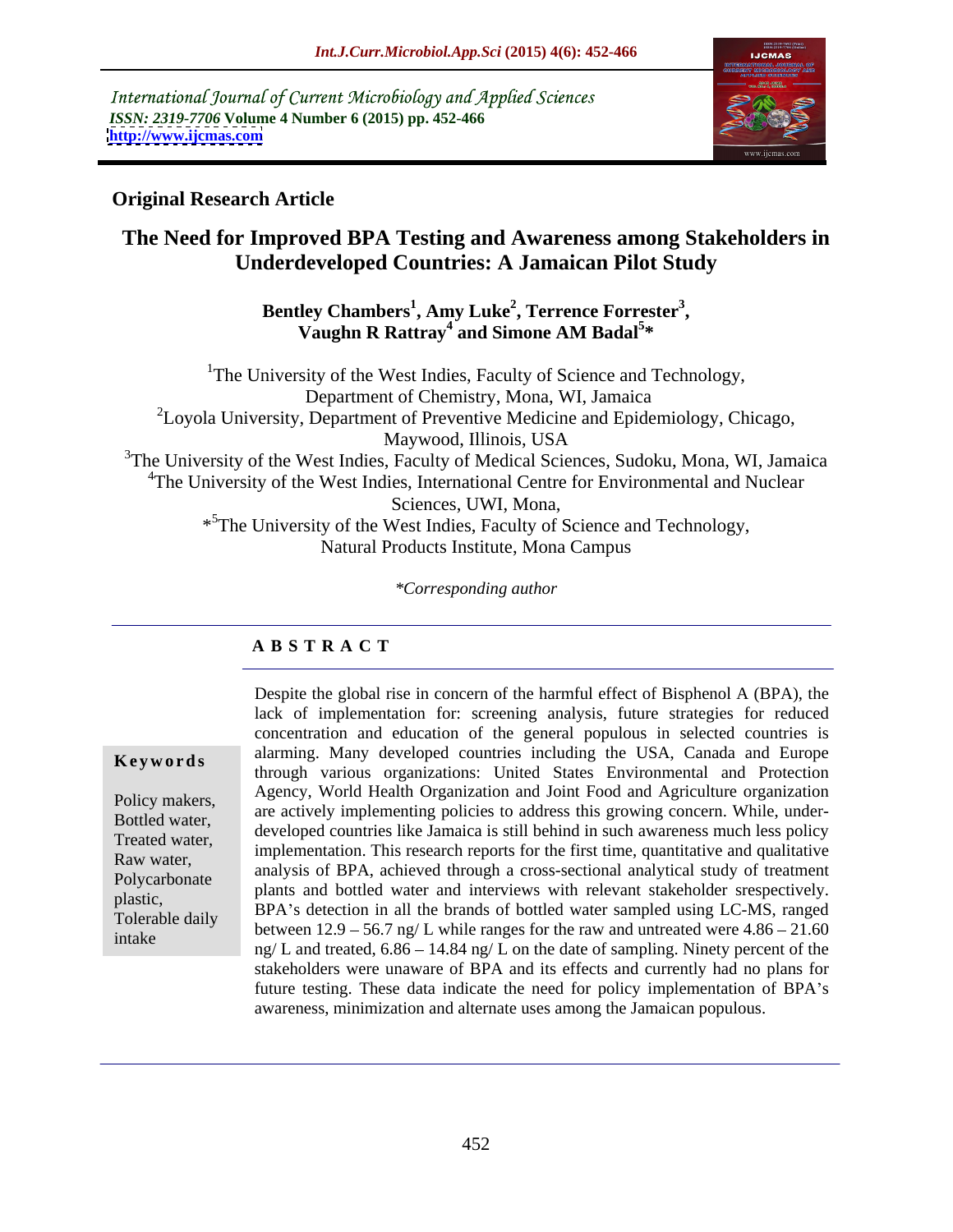International Journal of Current Microbiology and Applied Sciences
*ISSN: 2319-7706* Volume 4 Number 6 (2015) pp. 452-466
http://www.ijcmas.com

**Original Research Article**

# The Need for Improved BPA Testing and Awareness among Stakeholders in Underdeveloped Countries: A Jamaican Pilot Study

**Bentley Chambers[1], Amy Luke[2], Terrence Forrester[3], Vaughn R Rattray[4] and Simone AM Badal[5]***

[1]The University of the West Indies, Faculty of Science and Technology, Department of Chemistry, Mona, WI, Jamaica
[2]Loyola University, Department of Preventive Medicine and Epidemiology, Chicago, Maywood, Illinois, USA
[3]The University of the West Indies, Faculty of Medical Sciences, Sudoku, Mona, WI, Jamaica
[4]The University of the West Indies, International Centre for Environmental and Nuclear Sciences, UWI, Mona,
*[5]The University of the West Indies, Faculty of Science and Technology, Natural Products Institute, Mona Campus

*\*Corresponding author*

## ABSTRACT

**Keywords**

Policy makers, Bottled water, Treated water, Raw water, Polycarbonate plastic, Tolerable daily intake

Despite the global rise in concern of the harmful effect of Bisphenol A (BPA), the lack of implementation for: screening analysis, future strategies for reduced concentration and education of the general populous in selected countries is alarming. Many developed countries including the USA, Canada and Europe through various organizations: United States Environmental and Protection Agency, World Health Organization and Joint Food and Agriculture organization are actively implementing policies to address this growing concern. While, under-developed countries like Jamaica is still behind in such awareness much less policy implementation. This research reports for the first time, quantitative and qualitative analysis of BPA, achieved through a cross-sectional analytical study of treatment plants and bottled water and interviews with relevant stakeholder srespectively. BPA's detection in all the brands of bottled water sampled using LC-MS, ranged between 12.9 – 56.7 ng/ L while ranges for the raw and untreated were 4.86 – 21.60 ng/ L and treated, 6.86 – 14.84 ng/ L on the date of sampling. Ninety percent of the stakeholders were unaware of BPA and its effects and currently had no plans for future testing. These data indicate the need for policy implementation of BPA's awareness, minimization and alternate uses among the Jamaican populous.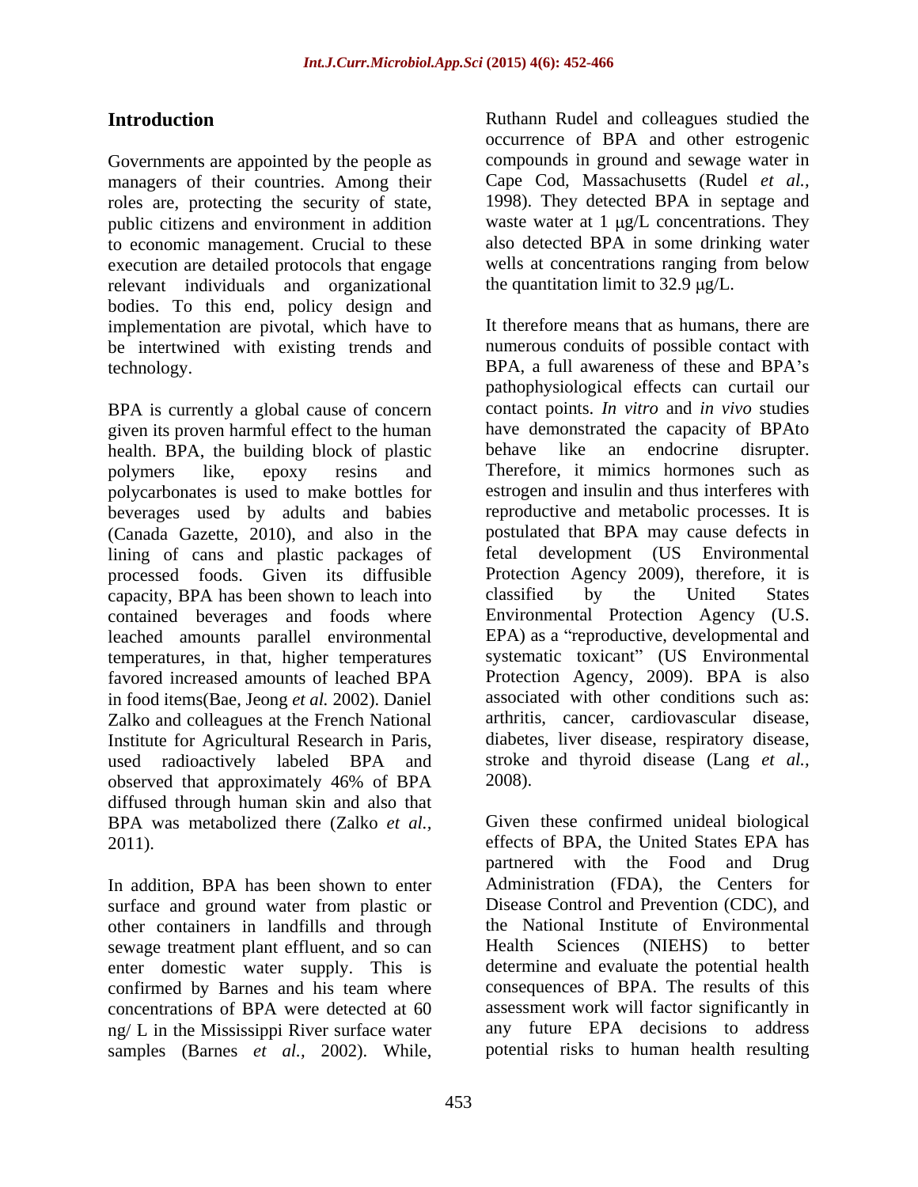## Introduction

Governments are appointed by the people as managers of their countries. Among their roles are, protecting the security of state, public citizens and environment in addition to economic management. Crucial to these execution are detailed protocols that engage relevant individuals and organizational bodies. To this end, policy design and implementation are pivotal, which have to be intertwined with existing trends and technology.

BPA is currently a global cause of concern given its proven harmful effect to the human health. BPA, the building block of plastic polymers like, epoxy resins and polycarbonates is used to make bottles for beverages used by adults and babies (Canada Gazette, 2010), and also in the lining of cans and plastic packages of processed foods. Given its diffusible capacity, BPA has been shown to leach into contained beverages and foods where leached amounts parallel environmental temperatures, in that, higher temperatures favored increased amounts of leached BPA in food items(Bae, Jeong *et al.* 2002). Daniel Zalko and colleagues at the French National Institute for Agricultural Research in Paris, used radioactively labeled BPA and observed that approximately 46% of BPA diffused through human skin and also that BPA was metabolized there (Zalko *et al.,* 2011).

In addition, BPA has been shown to enter surface and ground water from plastic or other containers in landfills and through sewage treatment plant effluent, and so can enter domestic water supply. This is confirmed by Barnes and his team where concentrations of BPA were detected at 60 ng/ L in the Mississippi River surface water samples (Barnes *et al.,* 2002). While, Ruthann Rudel and colleagues studied the occurrence of BPA and other estrogenic compounds in ground and sewage water in Cape Cod, Massachusetts (Rudel *et al.,* 1998). They detected BPA in septage and waste water at 1 μg/L concentrations. They also detected BPA in some drinking water wells at concentrations ranging from below the quantitation limit to 32.9 μg/L.

It therefore means that as humans, there are numerous conduits of possible contact with BPA, a full awareness of these and BPA's pathophysiological effects can curtail our contact points. *In vitro* and *in vivo* studies have demonstrated the capacity of BPAto behave like an endocrine disrupter. Therefore, it mimics hormones such as estrogen and insulin and thus interferes with reproductive and metabolic processes. It is postulated that BPA may cause defects in fetal development (US Environmental Protection Agency 2009), therefore, it is classified by the United States Environmental Protection Agency (U.S. EPA) as a "reproductive, developmental and systematic toxicant" (US Environmental Protection Agency, 2009). BPA is also associated with other conditions such as: arthritis, cancer, cardiovascular disease, diabetes, liver disease, respiratory disease, stroke and thyroid disease (Lang *et al.,* 2008).

Given these confirmed unideal biological effects of BPA, the United States EPA has partnered with the Food and Drug Administration (FDA), the Centers for Disease Control and Prevention (CDC), and the National Institute of Environmental Health Sciences (NIEHS) to better determine and evaluate the potential health consequences of BPA. The results of this assessment work will factor significantly in any future EPA decisions to address potential risks to human health resulting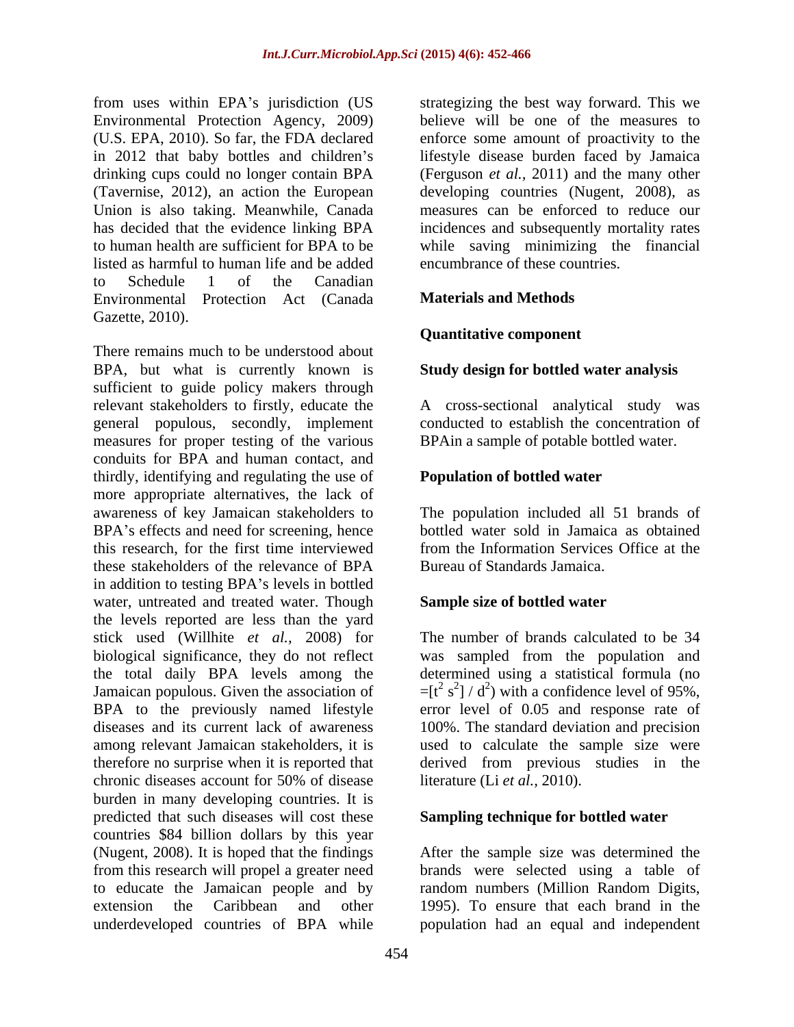from uses within EPA's jurisdiction (US Environmental Protection Agency, 2009) (U.S. EPA, 2010). So far, the FDA declared in 2012 that baby bottles and children's drinking cups could no longer contain BPA (Tavernise, 2012), an action the European Union is also taking. Meanwhile, Canada has decided that the evidence linking BPA to human health are sufficient for BPA to be listed as harmful to human life and be added to Schedule 1 of the Canadian Environmental Protection Act (Canada Gazette, 2010).

There remains much to be understood about BPA, but what is currently known is sufficient to guide policy makers through relevant stakeholders to firstly, educate the general populous, secondly, implement measures for proper testing of the various conduits for BPA and human contact, and thirdly, identifying and regulating the use of more appropriate alternatives, the lack of awareness of key Jamaican stakeholders to BPA's effects and need for screening, hence this research, for the first time interviewed these stakeholders of the relevance of BPA in addition to testing BPA's levels in bottled water, untreated and treated water. Though the levels reported are less than the yard stick used (Willhite *et al.*, 2008) for biological significance, they do not reflect the total daily BPA levels among the Jamaican populous. Given the association of BPA to the previously named lifestyle diseases and its current lack of awareness among relevant Jamaican stakeholders, it is therefore no surprise when it is reported that chronic diseases account for 50% of disease burden in many developing countries. It is predicted that such diseases will cost these countries $84 billion dollars by this year (Nugent, 2008). It is hoped that the findings from this research will propel a greater need to educate the Jamaican people and by extension the Caribbean and other underdeveloped countries of BPA while strategizing the best way forward. This we believe will be one of the measures to enforce some amount of proactivity to the lifestyle disease burden faced by Jamaica (Ferguson *et al.*, 2011) and the many other developing countries (Nugent, 2008), as measures can be enforced to reduce our incidences and subsequently mortality rates while saving minimizing the financial encumbrance of these countries.

## Materials and Methods

### Quantitative component

### Study design for bottled water analysis

A cross-sectional analytical study was conducted to establish the concentration of BPAin a sample of potable bottled water.

### Population of bottled water

The population included all 51 brands of bottled water sold in Jamaica as obtained from the Information Services Office at the Bureau of Standards Jamaica.

### Sample size of bottled water

The number of brands calculated to be 34 was sampled from the population and determined using a statistical formula (no $=[t^2 s^2] / d^2$) with a confidence level of 95%, error level of 0.05 and response rate of 100%. The standard deviation and precision used to calculate the sample size were derived from previous studies in the literature (Li *et al.*, 2010).

### Sampling technique for bottled water

After the sample size was determined the brands were selected using a table of random numbers (Million Random Digits, 1995). To ensure that each brand in the population had an equal and independent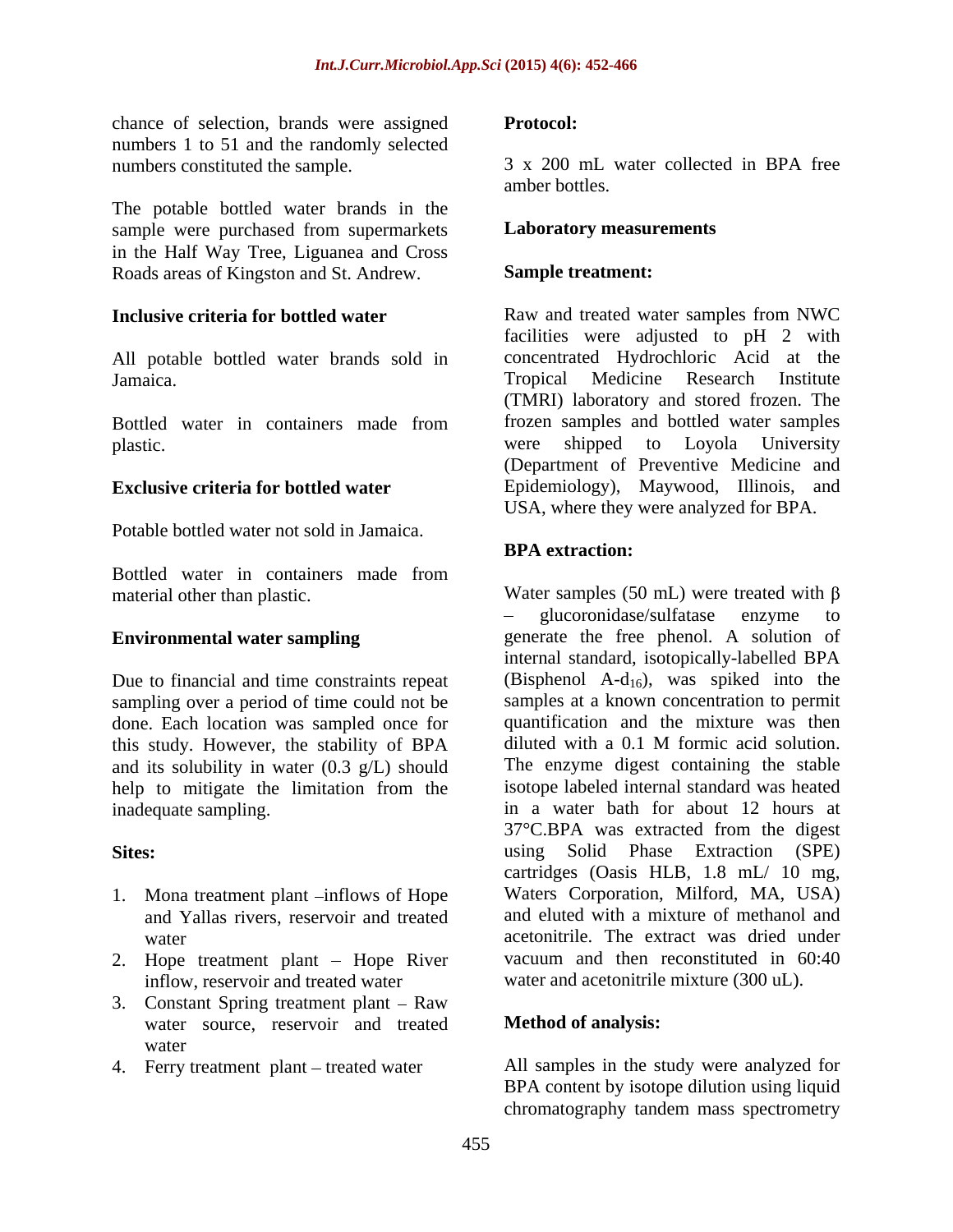chance of selection, brands were assigned numbers 1 to 51 and the randomly selected numbers constituted the sample.

The potable bottled water brands in the sample were purchased from supermarkets in the Half Way Tree, Liguanea and Cross Roads areas of Kingston and St. Andrew.

**Inclusive criteria for bottled water**

All potable bottled water brands sold in Jamaica.

Bottled water in containers made from plastic.

**Exclusive criteria for bottled water**

Potable bottled water not sold in Jamaica.

Bottled water in containers made from material other than plastic.

**Environmental water sampling**

Due to financial and time constraints repeat sampling over a period of time could not be done. Each location was sampled once for this study. However, the stability of BPA and its solubility in water (0.3 g/L) should help to mitigate the limitation from the inadequate sampling.

**Sites:**

1. Mona treatment plant –inflows of Hope and Yallas rivers, reservoir and treated water
2. Hope treatment plant – Hope River inflow, reservoir and treated water
3. Constant Spring treatment plant – Raw water source, reservoir and treated water
4. Ferry treatment plant – treated water

**Protocol:**

3 x 200 mL water collected in BPA free amber bottles.

**Laboratory measurements**

**Sample treatment:**

Raw and treated water samples from NWC facilities were adjusted to pH 2 with concentrated Hydrochloric Acid at the Tropical Medicine Research Institute (TMRI) laboratory and stored frozen. The frozen samples and bottled water samples were shipped to Loyola University (Department of Preventive Medicine and Epidemiology), Maywood, Illinois, and USA, where they were analyzed for BPA.

**BPA extraction:**

Water samples (50 mL) were treated with β – glucoronidase/sulfatase enzyme to generate the free phenol. A solution of internal standard, isotopically-labelled BPA (Bisphenol A-$d_{16}$), was spiked into the samples at a known concentration to permit quantification and the mixture was then diluted with a 0.1 M formic acid solution. The enzyme digest containing the stable isotope labeled internal standard was heated in a water bath for about 12 hours at 37°C.BPA was extracted from the digest using Solid Phase Extraction (SPE) cartridges (Oasis HLB, 1.8 mL/ 10 mg, Waters Corporation, Milford, MA, USA) and eluted with a mixture of methanol and acetonitrile. The extract was dried under vacuum and then reconstituted in 60:40 water and acetonitrile mixture (300 uL).

**Method of analysis:**

All samples in the study were analyzed for BPA content by isotope dilution using liquid chromatography tandem mass spectrometry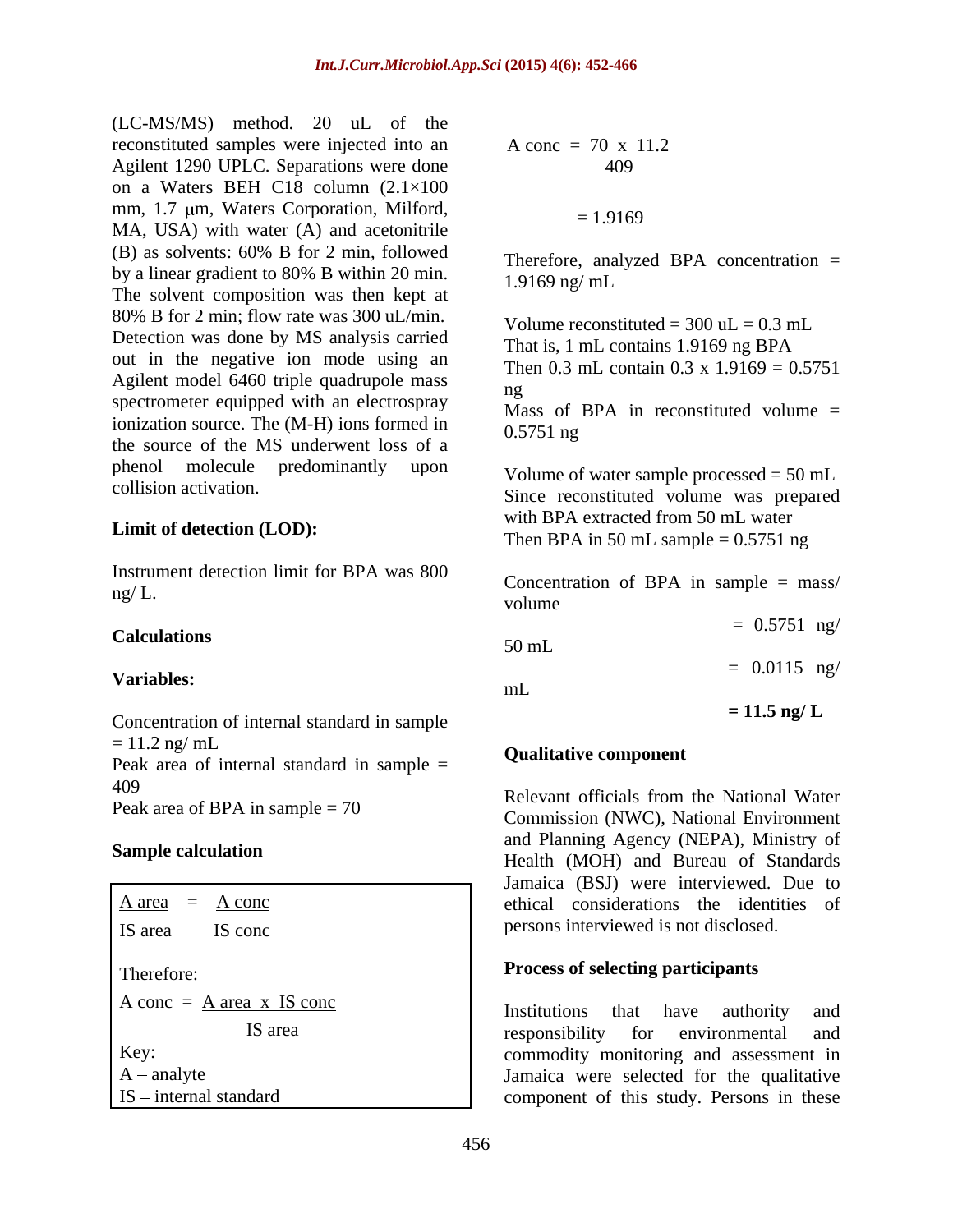(LC-MS/MS) method. 20 uL of the reconstituted samples were injected into an Agilent 1290 UPLC. Separations were done on a Waters BEH C18 column (2.1×100 mm, 1.7 μm, Waters Corporation, Milford, MA, USA) with water (A) and acetonitrile (B) as solvents: 60% B for 2 min, followed by a linear gradient to 80% B within 20 min. The solvent composition was then kept at 80% B for 2 min; flow rate was 300 uL/min. Detection was done by MS analysis carried out in the negative ion mode using an Agilent model 6460 triple quadrupole mass spectrometer equipped with an electrospray ionization source. The (M-H) ions formed in the source of the MS underwent loss of a phenol molecule predominantly upon collision activation.

**Limit of detection (LOD):**

Instrument detection limit for BPA was 800 ng/ L.

**Calculations**

**Variables:**

Concentration of internal standard in sample = 11.2 ng/ mL
Peak area of internal standard in sample = 409
Peak area of BPA in sample = 70

**Sample calculation**

$$\frac{\text{A area}}{\text{IS area}} = \frac{\text{A conc}}{\text{IS conc}}$$

Therefore:

$$\text{A conc} = \frac{\text{A area} \times \text{IS conc}}{\text{IS area}}$$

Key:
A – analyte
IS – internal standard

$$\text{A conc} = \frac{70 \times 11.2}{409}$$

$$= 1.9169$$

Therefore, analyzed BPA concentration = 1.9169 ng/ mL

Volume reconstituted = 300 uL = 0.3 mL
That is, 1 mL contains 1.9169 ng BPA
Then 0.3 mL contain 0.3 x 1.9169 = 0.5751 ng
Mass of BPA in reconstituted volume = 0.5751 ng

Volume of water sample processed = 50 mL
Since reconstituted volume was prepared with BPA extracted from 50 mL water
Then BPA in 50 mL sample = 0.5751 ng

Concentration of BPA in sample = mass/ volume
= 0.5751 ng/ 50 mL
= 0.0115 ng/ mL
**= 11.5 ng/ L**

**Qualitative component**

Relevant officials from the National Water Commission (NWC), National Environment and Planning Agency (NEPA), Ministry of Health (MOH) and Bureau of Standards Jamaica (BSJ) were interviewed. Due to ethical considerations the identities of persons interviewed is not disclosed.

**Process of selecting participants**

Institutions that have authority and responsibility for environmental and commodity monitoring and assessment in Jamaica were selected for the qualitative component of this study. Persons in these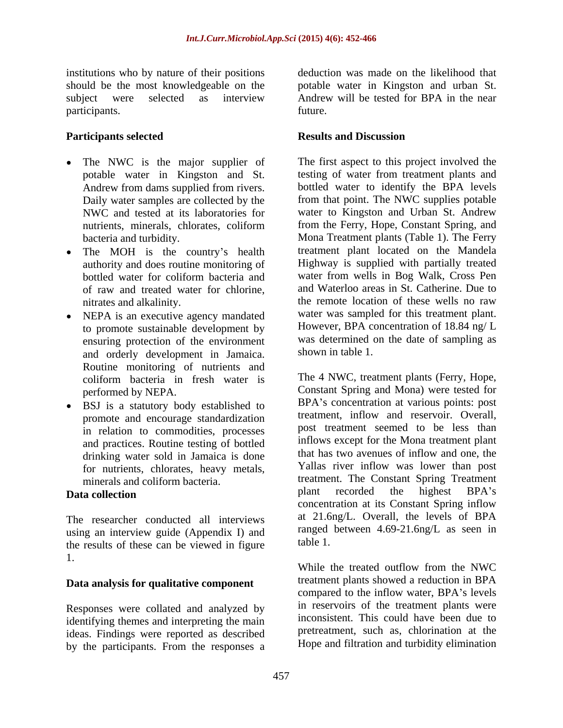institutions who by nature of their positions should be the most knowledgeable on the subject were selected as interview participants.

## Participants selected

- The NWC is the major supplier of potable water in Kingston and St. Andrew from dams supplied from rivers. Daily water samples are collected by the NWC and tested at its laboratories for nutrients, minerals, chlorates, coliform bacteria and turbidity.
- The MOH is the country's health authority and does routine monitoring of bottled water for coliform bacteria and of raw and treated water for chlorine, nitrates and alkalinity.
- NEPA is an executive agency mandated to promote sustainable development by ensuring protection of the environment and orderly development in Jamaica. Routine monitoring of nutrients and coliform bacteria in fresh water is performed by NEPA.
- BSJ is a statutory body established to promote and encourage standardization in relation to commodities, processes and practices. Routine testing of bottled drinking water sold in Jamaica is done for nutrients, chlorates, heavy metals, minerals and coliform bacteria.

## Data collection

The researcher conducted all interviews using an interview guide (Appendix I) and the results of these can be viewed in figure 1.

## Data analysis for qualitative component

Responses were collated and analyzed by identifying themes and interpreting the main ideas. Findings were reported as described by the participants. From the responses a deduction was made on the likelihood that potable water in Kingston and urban St. Andrew will be tested for BPA in the near future.

## Results and Discussion

The first aspect to this project involved the testing of water from treatment plants and bottled water to identify the BPA levels from that point. The NWC supplies potable water to Kingston and Urban St. Andrew from the Ferry, Hope, Constant Spring, and Mona Treatment plants (Table 1). The Ferry treatment plant located on the Mandela Highway is supplied with partially treated water from wells in Bog Walk, Cross Pen and Waterloo areas in St. Catherine. Due to the remote location of these wells no raw water was sampled for this treatment plant. However, BPA concentration of 18.84 ng/ L was determined on the date of sampling as shown in table 1.

The 4 NWC, treatment plants (Ferry, Hope, Constant Spring and Mona) were tested for BPA's concentration at various points: post treatment, inflow and reservoir. Overall, post treatment seemed to be less than inflows except for the Mona treatment plant that has two avenues of inflow and one, the Yallas river inflow was lower than post treatment. The Constant Spring Treatment plant recorded the highest BPA's concentration at its Constant Spring inflow at 21.6ng/L. Overall, the levels of BPA ranged between 4.69-21.6ng/L as seen in table 1.

While the treated outflow from the NWC treatment plants showed a reduction in BPA compared to the inflow water, BPA's levels in reservoirs of the treatment plants were inconsistent. This could have been due to pretreatment, such as, chlorination at the Hope and filtration and turbidity elimination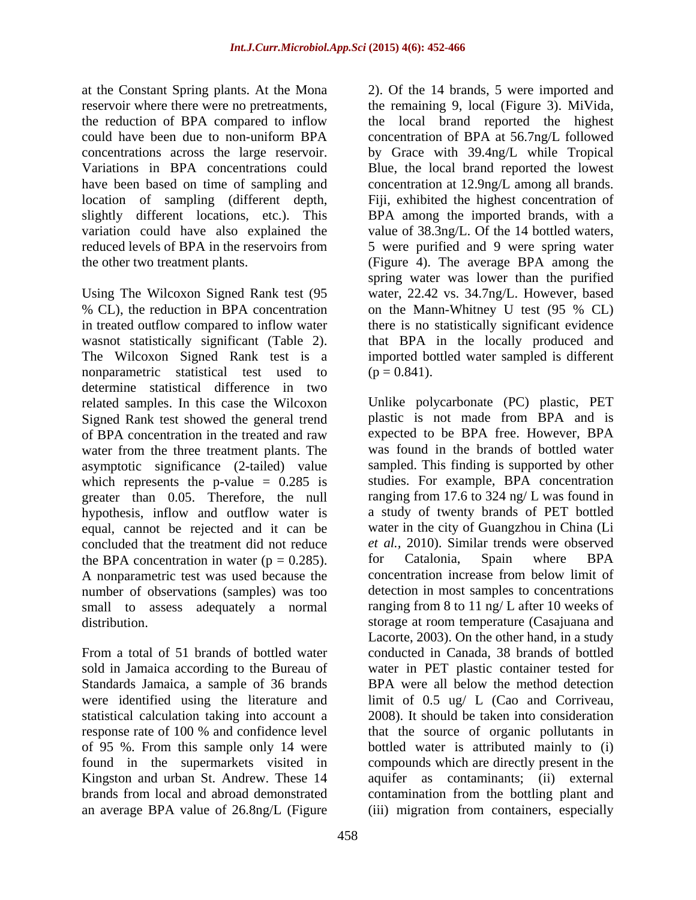at the Constant Spring plants. At the Mona reservoir where there were no pretreatments, the reduction of BPA compared to inflow could have been due to non-uniform BPA concentrations across the large reservoir. Variations in BPA concentrations could have been based on time of sampling and location of sampling (different depth, slightly different locations, etc.). This variation could have also explained the reduced levels of BPA in the reservoirs from the other two treatment plants.

Using The Wilcoxon Signed Rank test (95 % CL), the reduction in BPA concentration in treated outflow compared to inflow water wasnot statistically significant (Table 2). The Wilcoxon Signed Rank test is a nonparametric statistical test used to determine statistical difference in two related samples. In this case the Wilcoxon Signed Rank test showed the general trend of BPA concentration in the treated and raw water from the three treatment plants. The asymptotic significance (2-tailed) value which represents the p-value = 0.285 is greater than 0.05. Therefore, the null hypothesis, inflow and outflow water is equal, cannot be rejected and it can be concluded that the treatment did not reduce the BPA concentration in water ($p = 0.285$). A nonparametric test was used because the number of observations (samples) was too small to assess adequately a normal distribution.

From a total of 51 brands of bottled water sold in Jamaica according to the Bureau of Standards Jamaica, a sample of 36 brands were identified using the literature and statistical calculation taking into account a response rate of 100 % and confidence level of 95 %. From this sample only 14 were found in the supermarkets visited in Kingston and urban St. Andrew. These 14 brands from local and abroad demonstrated an average BPA value of 26.8ng/L (Figure 2). Of the 14 brands, 5 were imported and the remaining 9, local (Figure 3). MiVida, the local brand reported the highest concentration of BPA at 56.7ng/L followed by Grace with 39.4ng/L while Tropical Blue, the local brand reported the lowest concentration at 12.9ng/L among all brands. Fiji, exhibited the highest concentration of BPA among the imported brands, with a value of 38.3ng/L. Of the 14 bottled waters, 5 were purified and 9 were spring water (Figure 4). The average BPA among the spring water was lower than the purified water, 22.42 vs. 34.7ng/L. However, based on the Mann-Whitney U test (95 % CL) there is no statistically significant evidence that BPA in the locally produced and imported bottled water sampled is different ($p = 0.841$).

Unlike polycarbonate (PC) plastic, PET plastic is not made from BPA and is expected to be BPA free. However, BPA was found in the brands of bottled water sampled. This finding is supported by other studies. For example, BPA concentration ranging from 17.6 to 324 ng/ L was found in a study of twenty brands of PET bottled water in the city of Guangzhou in China (Li *et al.*, 2010). Similar trends were observed for Catalonia, Spain where BPA concentration increase from below limit of detection in most samples to concentrations ranging from 8 to 11 ng/ L after 10 weeks of storage at room temperature (Casajuana and Lacorte, 2003). On the other hand, in a study conducted in Canada, 38 brands of bottled water in PET plastic container tested for BPA were all below the method detection limit of 0.5 ug/ L (Cao and Corriveau, 2008). It should be taken into consideration that the source of organic pollutants in bottled water is attributed mainly to (i) compounds which are directly present in the aquifer as contaminants; (ii) external contamination from the bottling plant and (iii) migration from containers, especially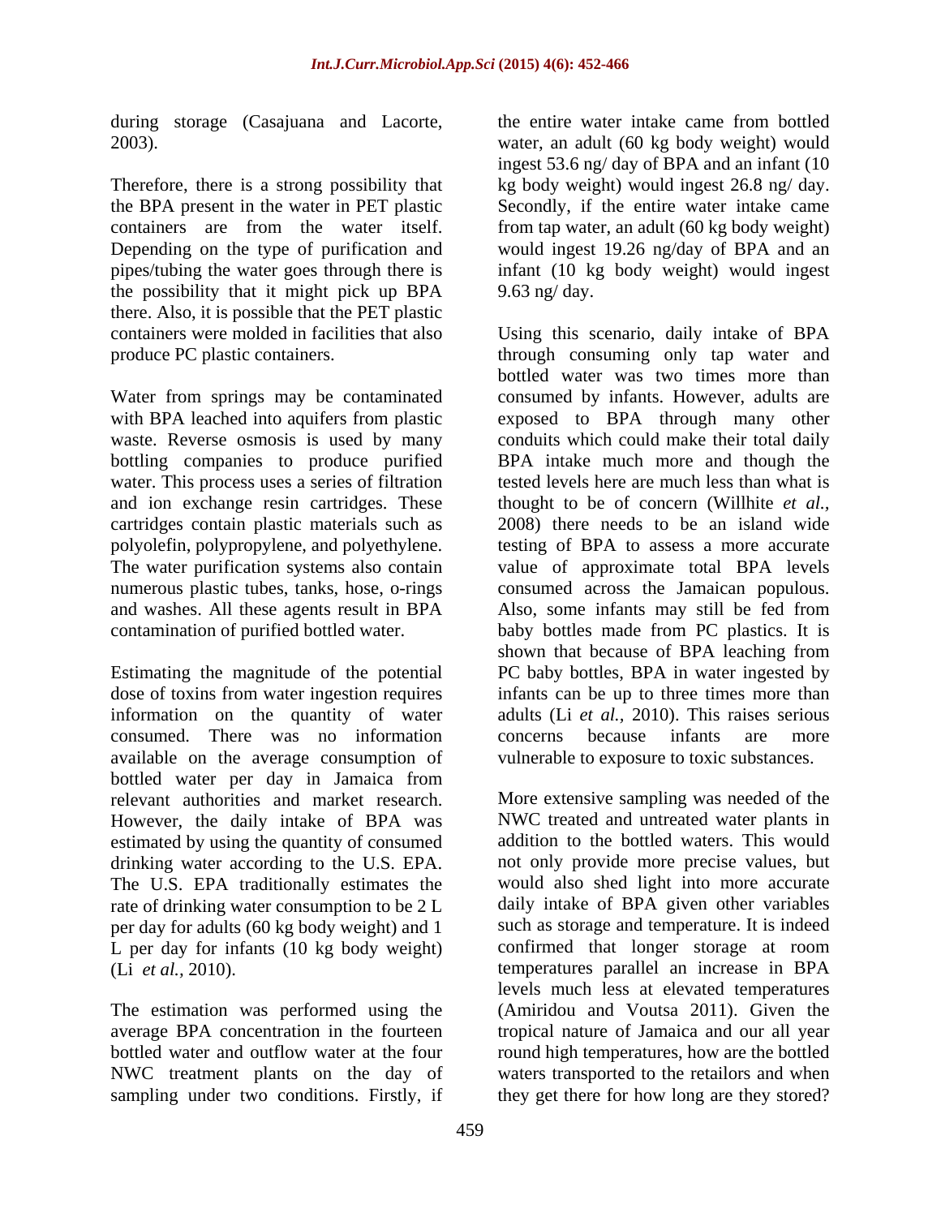during storage (Casajuana and Lacorte, 2003).

Therefore, there is a strong possibility that the BPA present in the water in PET plastic containers are from the water itself. Depending on the type of purification and pipes/tubing the water goes through there is the possibility that it might pick up BPA there. Also, it is possible that the PET plastic containers were molded in facilities that also produce PC plastic containers.

Water from springs may be contaminated with BPA leached into aquifers from plastic waste. Reverse osmosis is used by many bottling companies to produce purified water. This process uses a series of filtration and ion exchange resin cartridges. These cartridges contain plastic materials such as polyolefin, polypropylene, and polyethylene. The water purification systems also contain numerous plastic tubes, tanks, hose, o-rings and washes. All these agents result in BPA contamination of purified bottled water.

Estimating the magnitude of the potential dose of toxins from water ingestion requires information on the quantity of water consumed. There was no information available on the average consumption of bottled water per day in Jamaica from relevant authorities and market research. However, the daily intake of BPA was estimated by using the quantity of consumed drinking water according to the U.S. EPA. The U.S. EPA traditionally estimates the rate of drinking water consumption to be 2 L per day for adults (60 kg body weight) and 1 L per day for infants (10 kg body weight) (Li *et al.,* 2010).

The estimation was performed using the average BPA concentration in the fourteen bottled water and outflow water at the four NWC treatment plants on the day of sampling under two conditions. Firstly, if the entire water intake came from bottled water, an adult (60 kg body weight) would ingest 53.6 ng/ day of BPA and an infant (10 kg body weight) would ingest 26.8 ng/ day. Secondly, if the entire water intake came from tap water, an adult (60 kg body weight) would ingest 19.26 ng/day of BPA and an infant (10 kg body weight) would ingest 9.63 ng/ day.

Using this scenario, daily intake of BPA through consuming only tap water and bottled water was two times more than consumed by infants. However, adults are exposed to BPA through many other conduits which could make their total daily BPA intake much more and though the tested levels here are much less than what is thought to be of concern (Willhite *et al.,* 2008) there needs to be an island wide testing of BPA to assess a more accurate value of approximate total BPA levels consumed across the Jamaican populous. Also, some infants may still be fed from baby bottles made from PC plastics. It is shown that because of BPA leaching from PC baby bottles, BPA in water ingested by infants can be up to three times more than adults (Li *et al.,* 2010). This raises serious concerns because infants are more vulnerable to exposure to toxic substances.

More extensive sampling was needed of the NWC treated and untreated water plants in addition to the bottled waters. This would not only provide more precise values, but would also shed light into more accurate daily intake of BPA given other variables such as storage and temperature. It is indeed confirmed that longer storage at room temperatures parallel an increase in BPA levels much less at elevated temperatures (Amiridou and Voutsa 2011). Given the tropical nature of Jamaica and our all year round high temperatures, how are the bottled waters transported to the retailors and when they get there for how long are they stored?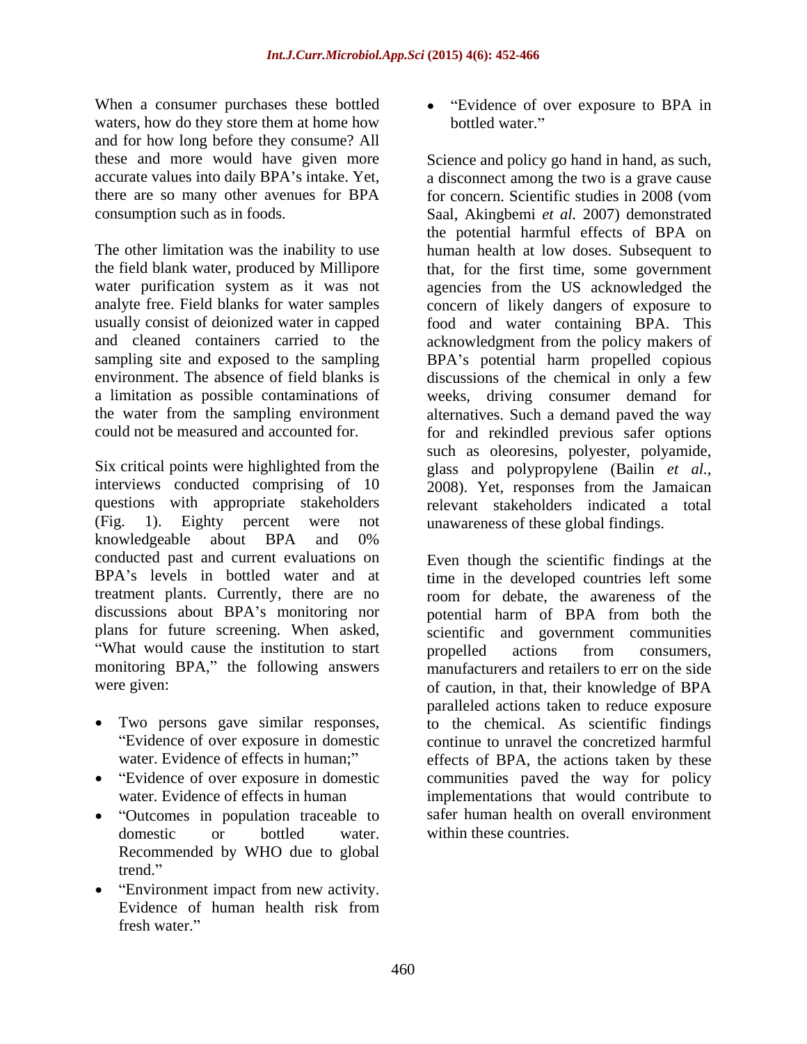When a consumer purchases these bottled waters, how do they store them at home how and for how long before they consume? All these and more would have given more accurate values into daily BPA's intake. Yet, there are so many other avenues for BPA consumption such as in foods.

The other limitation was the inability to use the field blank water, produced by Millipore water purification system as it was not analyte free. Field blanks for water samples usually consist of deionized water in capped and cleaned containers carried to the sampling site and exposed to the sampling environment. The absence of field blanks is a limitation as possible contaminations of the water from the sampling environment could not be measured and accounted for.

Six critical points were highlighted from the interviews conducted comprising of 10 questions with appropriate stakeholders (Fig. 1). Eighty percent were not knowledgeable about BPA and 0% conducted past and current evaluations on BPA's levels in bottled water and at treatment plants. Currently, there are no discussions about BPA's monitoring nor plans for future screening. When asked, "What would cause the institution to start monitoring BPA," the following answers were given:

- Two persons gave similar responses, "Evidence of over exposure in domestic water. Evidence of effects in human;"
- "Evidence of over exposure in domestic water. Evidence of effects in human
- "Outcomes in population traceable to domestic or bottled water. Recommended by WHO due to global trend."
- "Environment impact from new activity. Evidence of human health risk from fresh water."
- "Evidence of over exposure to BPA in bottled water."

Science and policy go hand in hand, as such, a disconnect among the two is a grave cause for concern. Scientific studies in 2008 (vom Saal, Akingbemi *et al.* 2007) demonstrated the potential harmful effects of BPA on human health at low doses. Subsequent to that, for the first time, some government agencies from the US acknowledged the concern of likely dangers of exposure to food and water containing BPA. This acknowledgment from the policy makers of BPA's potential harm propelled copious discussions of the chemical in only a few weeks, driving consumer demand for alternatives. Such a demand paved the way for and rekindled previous safer options such as oleoresins, polyester, polyamide, glass and polypropylene (Bailin *et al.,* 2008). Yet, responses from the Jamaican relevant stakeholders indicated a total unawareness of these global findings.

Even though the scientific findings at the time in the developed countries left some room for debate, the awareness of the potential harm of BPA from both the scientific and government communities propelled actions from consumers, manufacturers and retailers to err on the side of caution, in that, their knowledge of BPA paralleled actions taken to reduce exposure to the chemical. As scientific findings continue to unravel the concretized harmful effects of BPA, the actions taken by these communities paved the way for policy implementations that would contribute to safer human health on overall environment within these countries.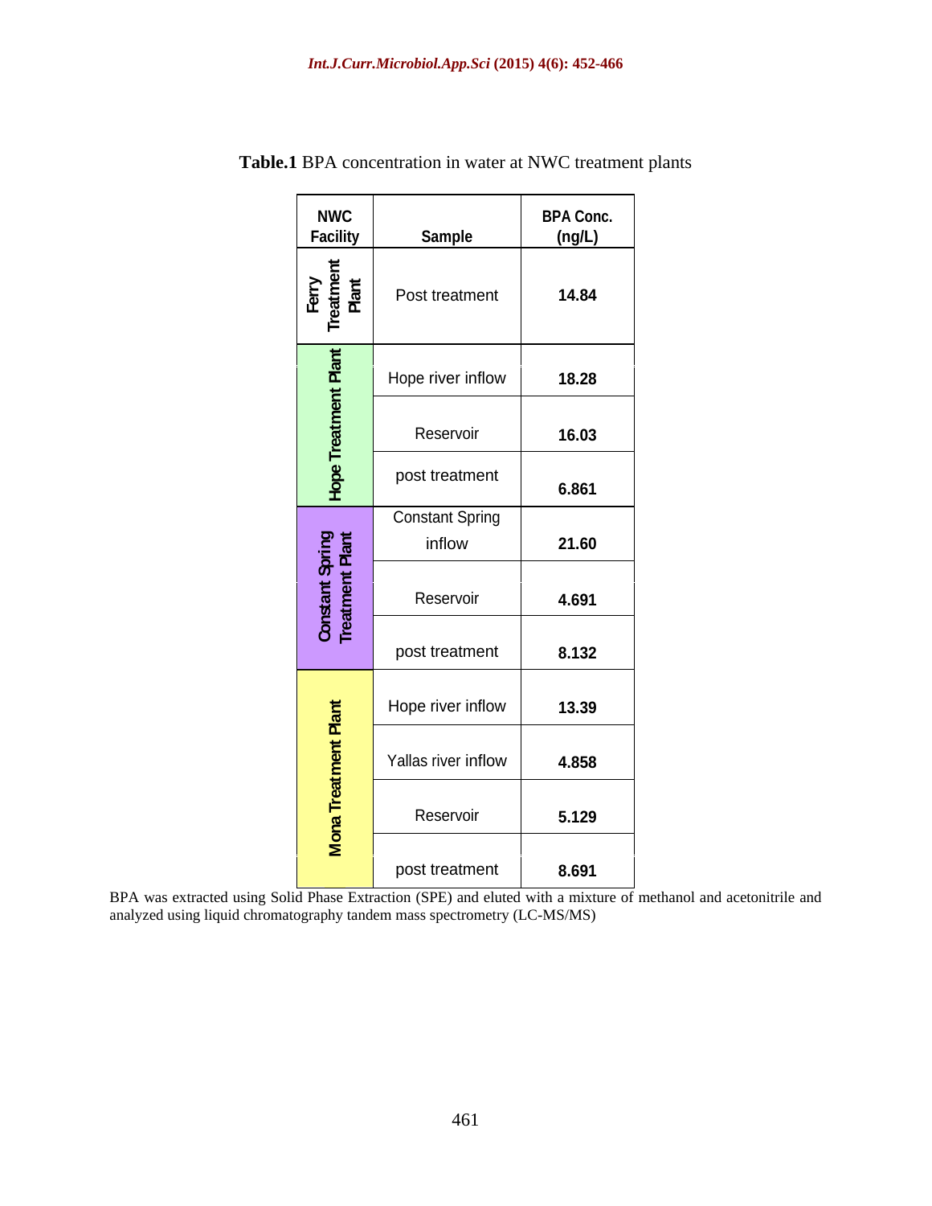**Table.1** BPA concentration in water at NWC treatment plants

| NWC Facility | Sample | BPA Conc. (ng/L) |
|---|---|---|
| Ferry Treatment Plant | Post treatment | **14.84** |
| Hope Treatment Plant | Hope river inflow | **18.28** |
| | Reservoir | **16.03** |
| | post treatment | **6.861** |
| Constant Spring Treatment Plant | Constant Spring inflow | **21.60** |
| | Reservoir | **4.691** |
| | post treatment | **8.132** |
| Mona Treatment Plant | Hope river inflow | **13.39** |
| | Yallas river inflow | **4.858** |
| | Reservoir | **5.129** |
| | post treatment | **8.691** |

BPA was extracted using Solid Phase Extraction (SPE) and eluted with a mixture of methanol and acetonitrile and analyzed using liquid chromatography tandem mass spectrometry (LC-MS/MS)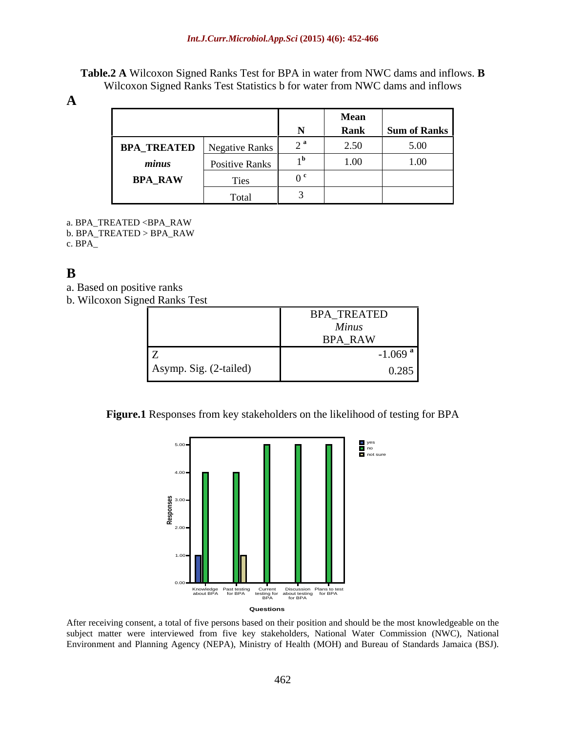**Table.2 A** Wilcoxon Signed Ranks Test for BPA in water from NWC dams and inflows. **B** Wilcoxon Signed Ranks Test Statistics b for water from NWC dams and inflows

**A**

| | | N | Mean Rank | Sum of Ranks |
|---|---|---|---|---|
| **BPA_TREATED** *minus* **BPA_RAW** | Negative Ranks | 2 [a] | 2.50 | 5.00 |
| | Positive Ranks | 1[b] | 1.00 | 1.00 |
| | Ties | 0 [c] | | |
| | Total | 3 | | |

a. BPA_TREATED <BPA_RAW
b. BPA_TREATED > BPA_RAW
c. BPA_

**B**

a. Based on positive ranks
b. Wilcoxon Signed Ranks Test

| | BPA_TREATED *Minus* BPA_RAW |
|---|---|
| Z | -1.069 [a] |
| Asymp. Sig. (2-tailed) | 0.285 |

**Figure.1** Responses from key stakeholders on the likelihood of testing for BPA

After receiving consent, a total of five persons based on their position and should be the most knowledgeable on the subject matter were interviewed from five key stakeholders, National Water Commission (NWC), National Environment and Planning Agency (NEPA), Ministry of Health (MOH) and Bureau of Standards Jamaica (BSJ).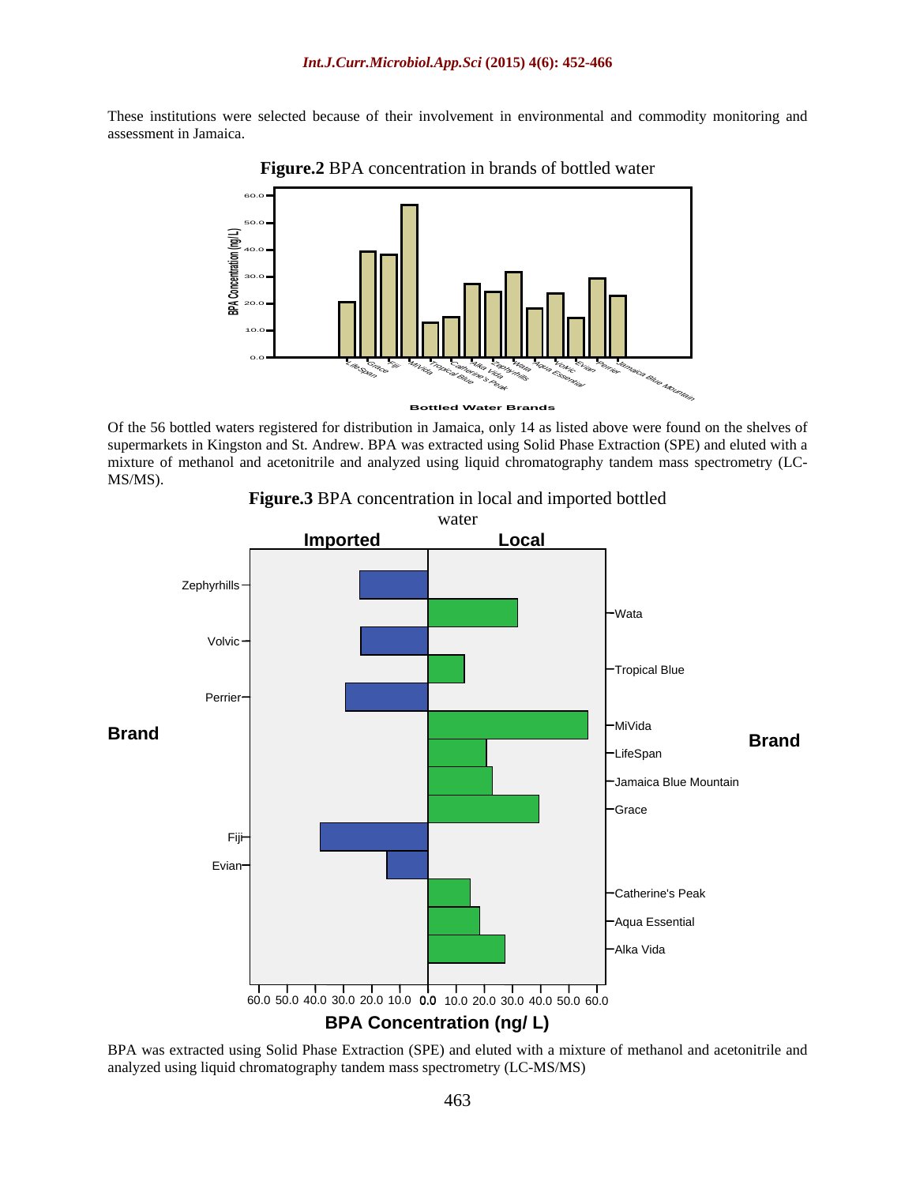These institutions were selected because of their involvement in environmental and commodity monitoring and assessment in Jamaica.

**Figure.2** BPA concentration in brands of bottled water

Of the 56 bottled waters registered for distribution in Jamaica, only 14 as listed above were found on the shelves of supermarkets in Kingston and St. Andrew. BPA was extracted using Solid Phase Extraction (SPE) and eluted with a mixture of methanol and acetonitrile and analyzed using liquid chromatography tandem mass spectrometry (LC-MS/MS).

**Figure.3** BPA concentration in local and imported bottled water

BPA was extracted using Solid Phase Extraction (SPE) and eluted with a mixture of methanol and acetonitrile and analyzed using liquid chromatography tandem mass spectrometry (LC-MS/MS)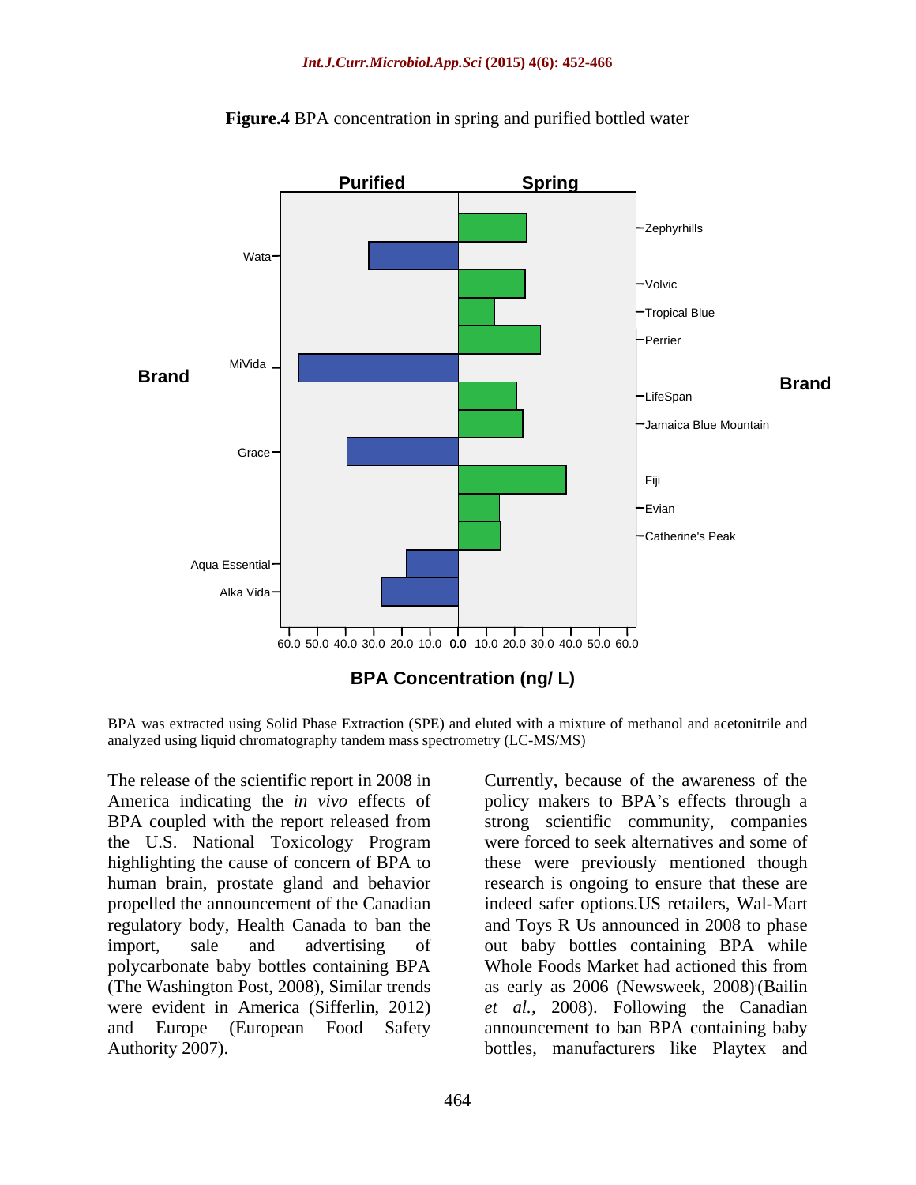**Figure.4** BPA concentration in spring and purified bottled water

BPA was extracted using Solid Phase Extraction (SPE) and eluted with a mixture of methanol and acetonitrile and analyzed using liquid chromatography tandem mass spectrometry (LC-MS/MS)

The release of the scientific report in 2008 in America indicating the *in vivo* effects of BPA coupled with the report released from the U.S. National Toxicology Program highlighting the cause of concern of BPA to human brain, prostate gland and behavior propelled the announcement of the Canadian regulatory body, Health Canada to ban the import, sale and advertising of polycarbonate baby bottles containing BPA (The Washington Post, 2008), Similar trends were evident in America (Sifferlin, 2012) and Europe (European Food Safety Authority 2007).

Currently, because of the awareness of the policy makers to BPA's effects through a strong scientific community, companies were forced to seek alternatives and some of these were previously mentioned though research is ongoing to ensure that these are indeed safer options.US retailers, Wal-Mart and Toys R Us announced in 2008 to phase out baby bottles containing BPA while Whole Foods Market had actioned this from as early as 2006 (Newsweek, 2008)'(Bailin *et al.,* 2008). Following the Canadian announcement to ban BPA containing baby bottles, manufacturers like Playtex and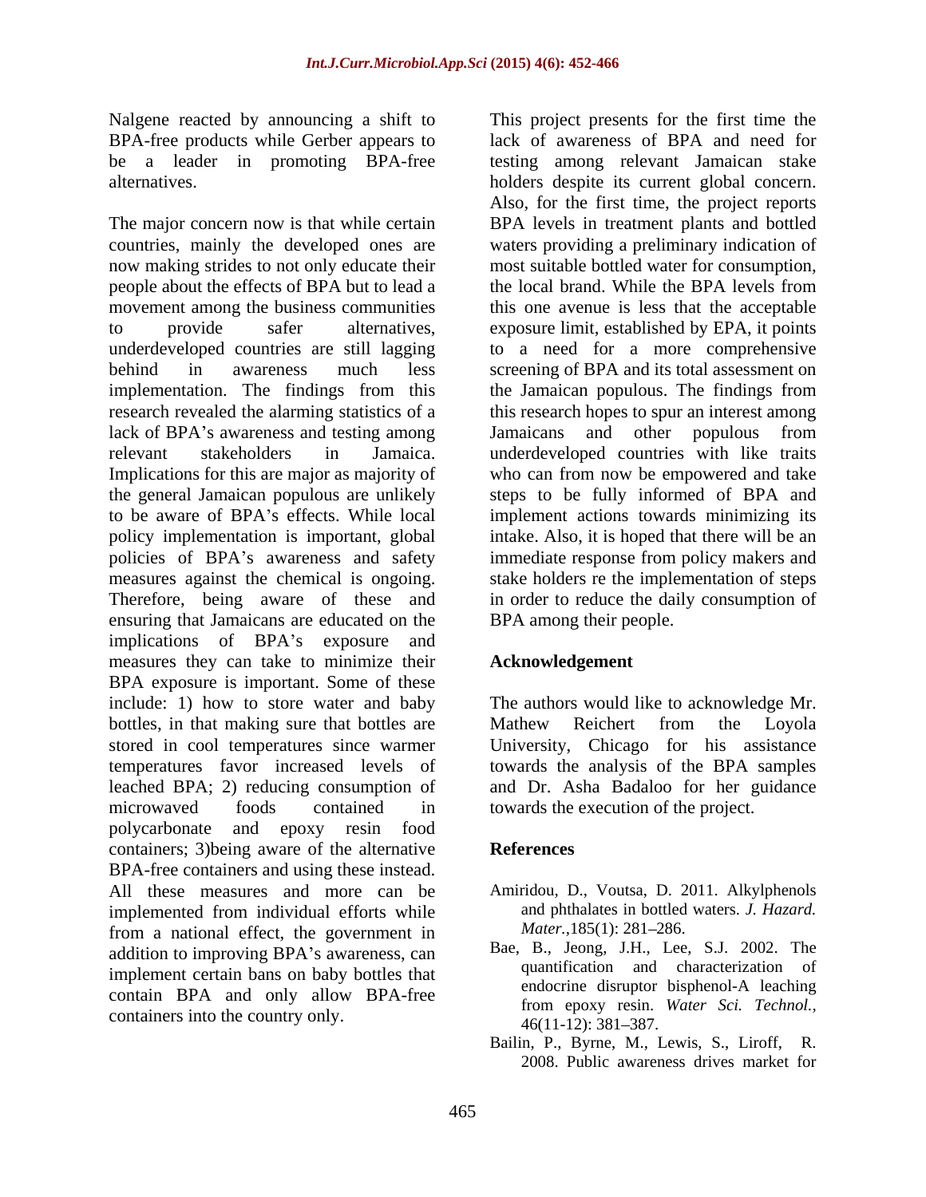Nalgene reacted by announcing a shift to BPA-free products while Gerber appears to be a leader in promoting BPA-free alternatives.

The major concern now is that while certain countries, mainly the developed ones are now making strides to not only educate their people about the effects of BPA but to lead a movement among the business communities to provide safer alternatives, underdeveloped countries are still lagging behind in awareness much less implementation. The findings from this research revealed the alarming statistics of a lack of BPA's awareness and testing among relevant stakeholders in Jamaica. Implications for this are major as majority of the general Jamaican populous are unlikely to be aware of BPA's effects. While local policy implementation is important, global policies of BPA's awareness and safety measures against the chemical is ongoing. Therefore, being aware of these and ensuring that Jamaicans are educated on the implications of BPA's exposure and measures they can take to minimize their BPA exposure is important. Some of these include: 1) how to store water and baby bottles, in that making sure that bottles are stored in cool temperatures since warmer temperatures favor increased levels of leached BPA; 2) reducing consumption of microwaved foods contained in polycarbonate and epoxy resin food containers; 3)being aware of the alternative BPA-free containers and using these instead. All these measures and more can be implemented from individual efforts while from a national effect, the government in addition to improving BPA's awareness, can implement certain bans on baby bottles that contain BPA and only allow BPA-free containers into the country only.

This project presents for the first time the lack of awareness of BPA and need for testing among relevant Jamaican stake holders despite its current global concern. Also, for the first time, the project reports BPA levels in treatment plants and bottled waters providing a preliminary indication of most suitable bottled water for consumption, the local brand. While the BPA levels from this one avenue is less that the acceptable exposure limit, established by EPA, it points to a need for a more comprehensive screening of BPA and its total assessment on the Jamaican populous. The findings from this research hopes to spur an interest among Jamaicans and other populous from underdeveloped countries with like traits who can from now be empowered and take steps to be fully informed of BPA and implement actions towards minimizing its intake. Also, it is hoped that there will be an immediate response from policy makers and stake holders re the implementation of steps in order to reduce the daily consumption of BPA among their people.

## Acknowledgement

The authors would like to acknowledge Mr. Mathew Reichert from the Loyola University, Chicago for his assistance towards the analysis of the BPA samples and Dr. Asha Badaloo for her guidance towards the execution of the project.

## References

Amiridou, D., Voutsa, D. 2011. Alkylphenols and phthalates in bottled waters. *J. Hazard. Mater.*,185(1): 281–286.

Bae, B., Jeong, J.H., Lee, S.J. 2002. The quantification and characterization of endocrine disruptor bisphenol-A leaching from epoxy resin. *Water Sci. Technol.*, 46(11-12): 381–387.

Bailin, P., Byrne, M., Lewis, S., Liroff, R. 2008. Public awareness drives market for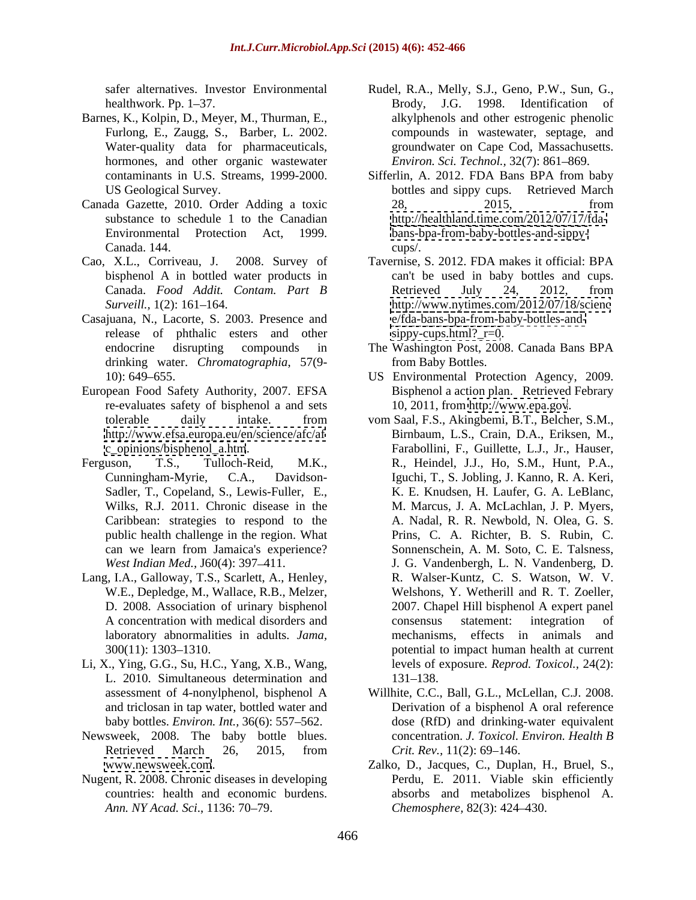safer alternatives. Investor Environmental healthwork. Pp. 1–37.

Barnes, K., Kolpin, D., Meyer, M., Thurman, E., Furlong, E., Zaugg, S., Barber, L. 2002. Water-quality data for pharmaceuticals, hormones, and other organic wastewater contaminants in U.S. Streams, 1999-2000. US Geological Survey.

Canada Gazette, 2010. Order Adding a toxic substance to schedule 1 to the Canadian Environmental Protection Act, 1999. Canada. 144.

Cao, X.L., Corriveau, J. 2008. Survey of bisphenol A in bottled water products in Canada. *Food Addit. Contam. Part B Surveill.,* 1(2): 161–164.

Casajuana, N., Lacorte, S. 2003. Presence and release of phthalic esters and other endocrine disrupting compounds in drinking water. *Chromatographia*, 57(9-10): 649–655.

European Food Safety Authority, 2007. EFSA re-evaluates safety of bisphenol a and sets tolerable daily intake. from http://www.efsa.europa.eu/en/science/afc/afc_opinions/bisphenol_a.htm.

Ferguson, T.S., Tulloch-Reid, M.K., Cunningham-Myrie, C.A., Davidson-Sadler, T., Copeland, S., Lewis-Fuller, E., Wilks, R.J. 2011. Chronic disease in the Caribbean: strategies to respond to the public health challenge in the region. What can we learn from Jamaica's experience? *West Indian Med.,* J60(4): 397–411.

Lang, I.A., Galloway, T.S., Scarlett, A., Henley, W.E., Depledge, M., Wallace, R.B., Melzer, D. 2008. Association of urinary bisphenol A concentration with medical disorders and laboratory abnormalities in adults. *Jama*, 300(11): 1303–1310.

Li, X., Ying, G.G., Su, H.C., Yang, X.B., Wang, L. 2010. Simultaneous determination and assessment of 4-nonylphenol, bisphenol A and triclosan in tap water, bottled water and baby bottles. *Environ. Int.,* 36(6): 557–562.

Newsweek, 2008. The baby bottle blues. Retrieved March 26, 2015, from www.newsweek.com.

Nugent, R. 2008. Chronic diseases in developing countries: health and economic burdens. *Ann. NY Acad. Sci*., 1136: 70–79.

Rudel, R.A., Melly, S.J., Geno, P.W., Sun, G., Brody, J.G. 1998. Identification of alkylphenols and other estrogenic phenolic compounds in wastewater, septage, and groundwater on Cape Cod, Massachusetts. *Environ. Sci. Technol.,* 32(7): 861–869.

Sifferlin, A. 2012. FDA Bans BPA from baby bottles and sippy cups. Retrieved March 28, 2015, from http://healthland.time.com/2012/07/17/fda-bans-bpa-from-baby-bottles-and-sippy-cups/.

Tavernise, S. 2012. FDA makes it official: BPA can't be used in baby bottles and cups. Retrieved July 24, 2012, from http://www.nytimes.com/2012/07/18/science/fda-bans-bpa-from-baby-bottles-and-sippy-cups.html?_r=0.

The Washington Post, 2008. Canada Bans BPA from Baby Bottles.

US Environmental Protection Agency, 2009. Bisphenol a action plan. Retrieved Febrary 10, 2011, from http://www.epa.gov.

vom Saal, F.S., Akingbemi, B.T., Belcher, S.M., Birnbaum, L.S., Crain, D.A., Eriksen, M., Farabollini, F., Guillette, L.J., Jr., Hauser, R., Heindel, J.J., Ho, S.M., Hunt, P.A., Iguchi, T., S. Jobling, J. Kanno, R. A. Keri, K. E. Knudsen, H. Laufer, G. A. LeBlanc, M. Marcus, J. A. McLachlan, J. P. Myers, A. Nadal, R. R. Newbold, N. Olea, G. S. Prins, C. A. Richter, B. S. Rubin, C. Sonnenschein, A. M. Soto, C. E. Talsness, J. G. Vandenbergh, L. N. Vandenberg, D. R. Walser-Kuntz, C. S. Watson, W. V. Welshons, Y. Wetherill and R. T. Zoeller, 2007. Chapel Hill bisphenol A expert panel consensus statement: integration of mechanisms, effects in animals and potential to impact human health at current levels of exposure. *Reprod. Toxicol.,* 24(2): 131–138.

Willhite, C.C., Ball, G.L., McLellan, C.J. 2008. Derivation of a bisphenol A oral reference dose (RfD) and drinking-water equivalent concentration. *J. Toxicol. Environ. Health B Crit. Rev.,* 11(2): 69–146.

Zalko, D., Jacques, C., Duplan, H., Bruel, S., Perdu, E. 2011. Viable skin efficiently absorbs and metabolizes bisphenol A. *Chemosphere*, 82(3): 424–430.